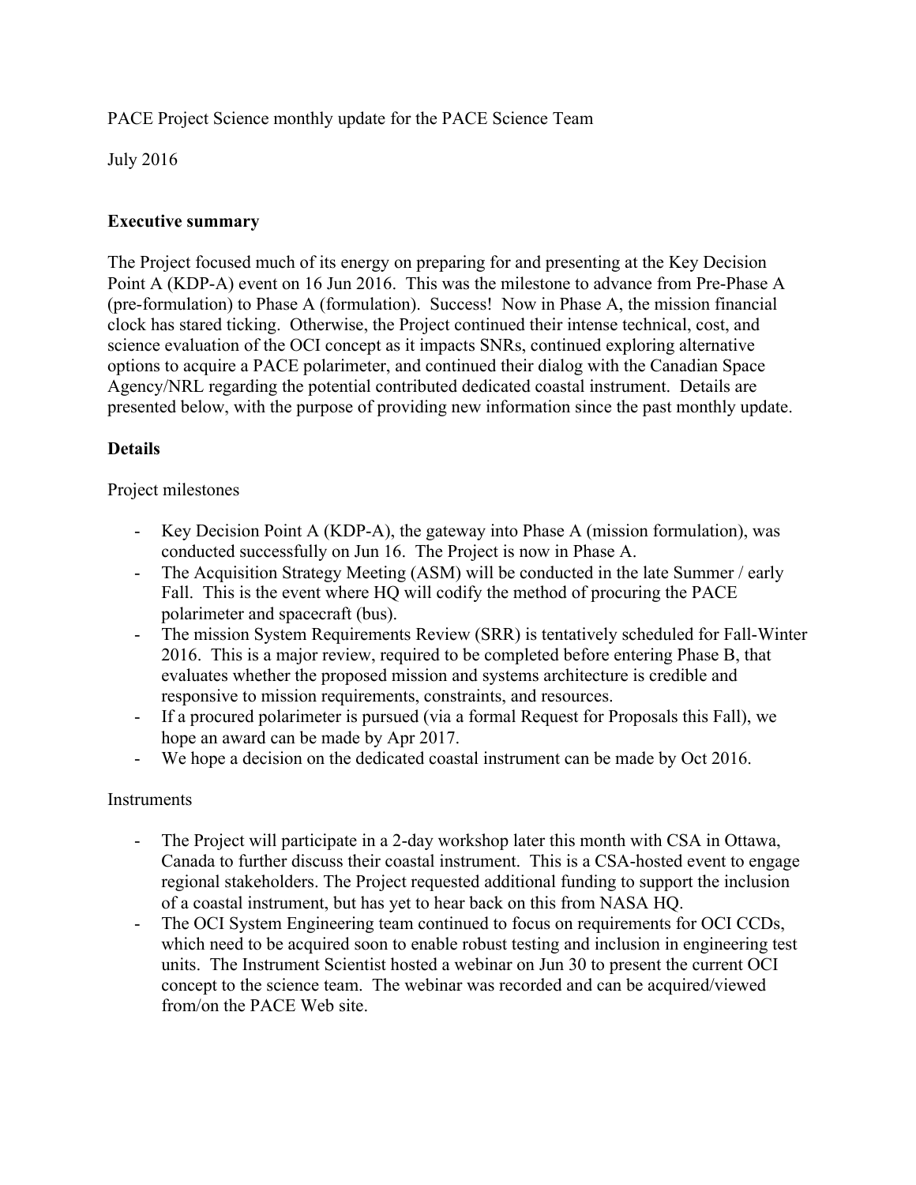PACE Project Science monthly update for the PACE Science Team

July 2016

**Executive summary**

The Project focused much of its energy on preparing for and presenting at the Key Decision Point A (KDP-A) event on 16 Jun 2016. This was the milestone to advance from Pre-Phase A (pre-formulation) to Phase A (formulation). Success! Now in Phase A, the mission financial clock has stared ticking. Otherwise, the Project continued their intense technical, cost, and science evaluation of the OCI concept as it impacts SNRs, continued exploring alternative options to acquire a PACE polarimeter, and continued their dialog with the Canadian Space Agency/NRL regarding the potential contributed dedicated coastal instrument. Details are presented below, with the purpose of providing new information since the past monthly update.

**Details**

Project milestones

- Key Decision Point A (KDP-A), the gateway into Phase A (mission formulation), was conducted successfully on Jun 16. The Project is now in Phase A.
- The Acquisition Strategy Meeting (ASM) will be conducted in the late Summer / early Fall. This is the event where HQ will codify the method of procuring the PACE polarimeter and spacecraft (bus).
- The mission System Requirements Review (SRR) is tentatively scheduled for Fall-Winter 2016. This is a major review, required to be completed before entering Phase B, that evaluates whether the proposed mission and systems architecture is credible and responsive to mission requirements, constraints, and resources.
- If a procured polarimeter is pursued (via a formal Request for Proposals this Fall), we hope an award can be made by Apr 2017.
- We hope a decision on the dedicated coastal instrument can be made by Oct 2016.

Instruments

- The Project will participate in a 2-day workshop later this month with CSA in Ottawa, Canada to further discuss their coastal instrument. This is a CSA-hosted event to engage regional stakeholders. The Project requested additional funding to support the inclusion of a coastal instrument, but has yet to hear back on this from NASA HQ.
- The OCI System Engineering team continued to focus on requirements for OCI CCDs, which need to be acquired soon to enable robust testing and inclusion in engineering test units. The Instrument Scientist hosted a webinar on Jun 30 to present the current OCI concept to the science team. The webinar was recorded and can be acquired/viewed from/on the PACE Web site.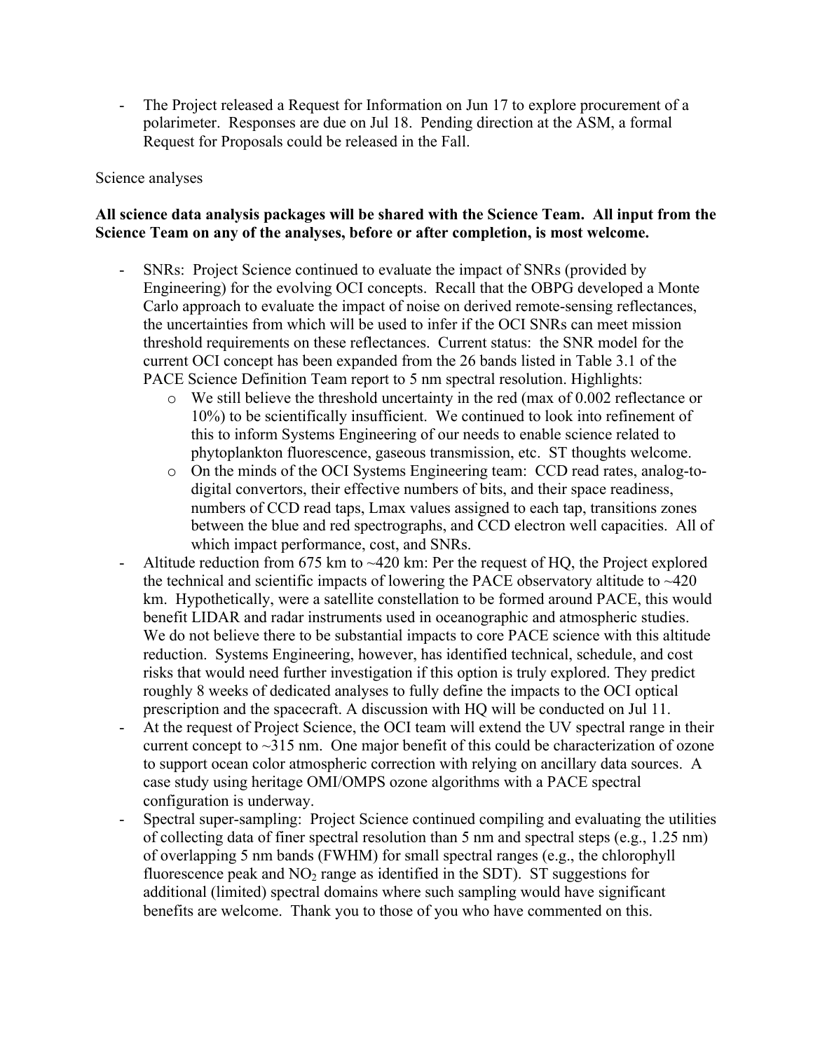- The Project released a Request for Information on Jun 17 to explore procurement of a polarimeter. Responses are due on Jul 18. Pending direction at the ASM, a formal Request for Proposals could be released in the Fall.

Science analyses

**All science data analysis packages will be shared with the Science Team. All input from the Science Team on any of the analyses, before or after completion, is most welcome.**

- SNRs: Project Science continued to evaluate the impact of SNRs (provided by Engineering) for the evolving OCI concepts. Recall that the OBPG developed a Monte Carlo approach to evaluate the impact of noise on derived remote-sensing reflectances, the uncertainties from which will be used to infer if the OCI SNRs can meet mission threshold requirements on these reflectances. Current status: the SNR model for the current OCI concept has been expanded from the 26 bands listed in Table 3.1 of the PACE Science Definition Team report to 5 nm spectral resolution. Highlights:
    - o We still believe the threshold uncertainty in the red (max of 0.002 reflectance or 10%) to be scientifically insufficient. We continued to look into refinement of this to inform Systems Engineering of our needs to enable science related to phytoplankton fluorescence, gaseous transmission, etc. ST thoughts welcome.
    - o On the minds of the OCI Systems Engineering team: CCD read rates, analog-to-digital convertors, their effective numbers of bits, and their space readiness, numbers of CCD read taps, Lmax values assigned to each tap, transitions zones between the blue and red spectrographs, and CCD electron well capacities. All of which impact performance, cost, and SNRs.
- Altitude reduction from 675 km to ~420 km: Per the request of HQ, the Project explored the technical and scientific impacts of lowering the PACE observatory altitude to ~420 km. Hypothetically, were a satellite constellation to be formed around PACE, this would benefit LIDAR and radar instruments used in oceanographic and atmospheric studies. We do not believe there to be substantial impacts to core PACE science with this altitude reduction. Systems Engineering, however, has identified technical, schedule, and cost risks that would need further investigation if this option is truly explored. They predict roughly 8 weeks of dedicated analyses to fully define the impacts to the OCI optical prescription and the spacecraft. A discussion with HQ will be conducted on Jul 11.
- At the request of Project Science, the OCI team will extend the UV spectral range in their current concept to ~315 nm. One major benefit of this could be characterization of ozone to support ocean color atmospheric correction with relying on ancillary data sources. A case study using heritage OMI/OMPS ozone algorithms with a PACE spectral configuration is underway.
- Spectral super-sampling: Project Science continued compiling and evaluating the utilities of collecting data of finer spectral resolution than 5 nm and spectral steps (e.g., 1.25 nm) of overlapping 5 nm bands (FWHM) for small spectral ranges (e.g., the chlorophyll fluorescence peak and $NO_2$ range as identified in the SDT). ST suggestions for additional (limited) spectral domains where such sampling would have significant benefits are welcome. Thank you to those of you who have commented on this.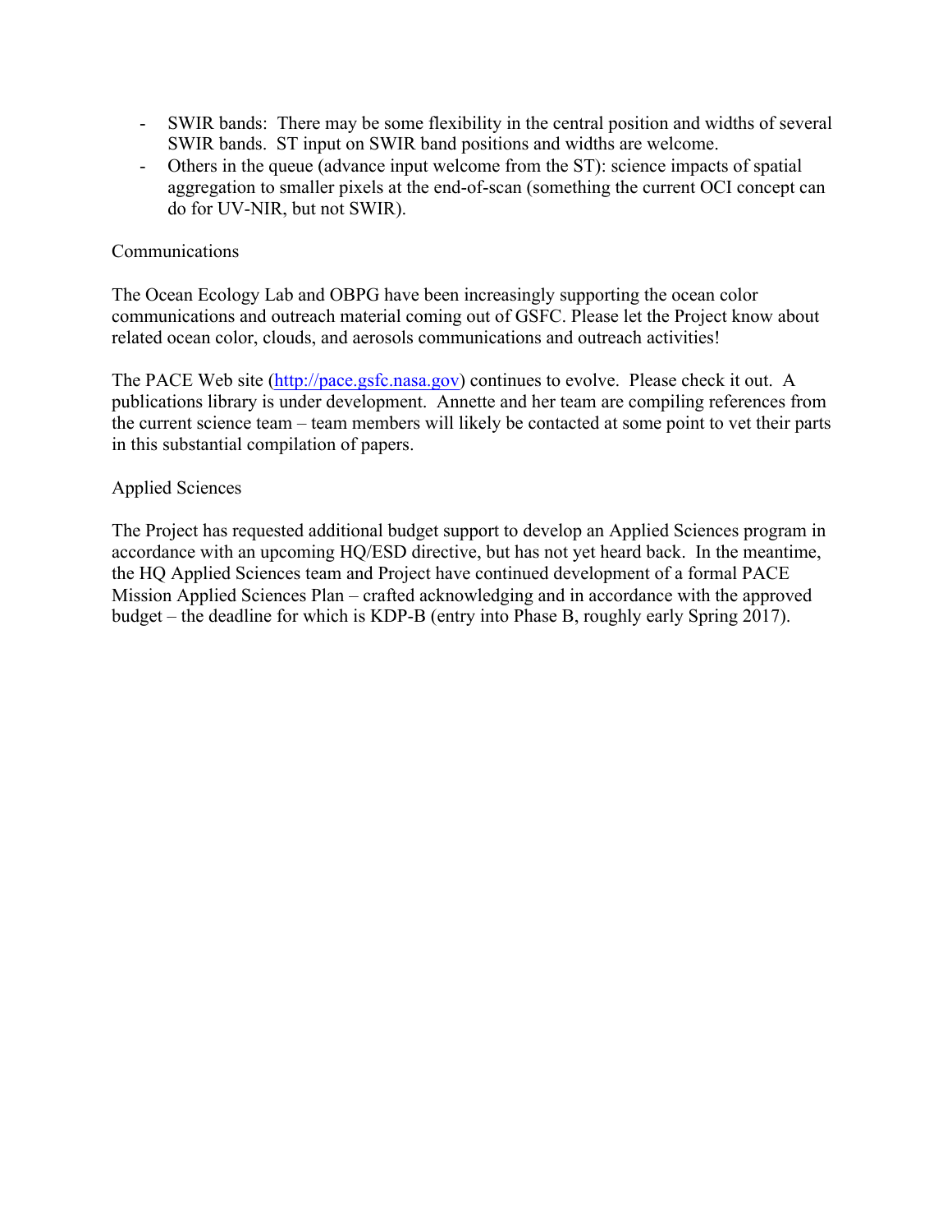- SWIR bands: There may be some flexibility in the central position and widths of several SWIR bands. ST input on SWIR band positions and widths are welcome.
- Others in the queue (advance input welcome from the ST): science impacts of spatial aggregation to smaller pixels at the end-of-scan (something the current OCI concept can do for UV-NIR, but not SWIR).

Communications

The Ocean Ecology Lab and OBPG have been increasingly supporting the ocean color communications and outreach material coming out of GSFC. Please let the Project know about related ocean color, clouds, and aerosols communications and outreach activities!

The PACE Web site (http://pace.gsfc.nasa.gov) continues to evolve. Please check it out. A publications library is under development. Annette and her team are compiling references from the current science team – team members will likely be contacted at some point to vet their parts in this substantial compilation of papers.

Applied Sciences

The Project has requested additional budget support to develop an Applied Sciences program in accordance with an upcoming HQ/ESD directive, but has not yet heard back. In the meantime, the HQ Applied Sciences team and Project have continued development of a formal PACE Mission Applied Sciences Plan – crafted acknowledging and in accordance with the approved budget – the deadline for which is KDP-B (entry into Phase B, roughly early Spring 2017).